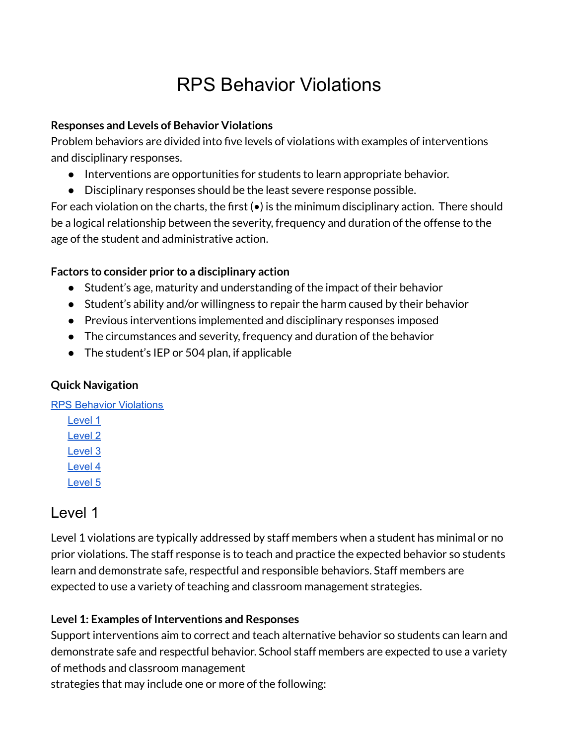# RPS Behavior Violations

**Responses and Levels of Behavior Violations**

Problem behaviors are divided into five levels of violations with examples of interventions and disciplinary responses.

- Interventions are opportunities for students to learn appropriate behavior.
- Disciplinary responses should be the least severe response possible.

For each violation on the charts, the first (•) is the minimum disciplinary action. There should be a logical relationship between the severity, frequency and duration of the offense to the age of the student and administrative action.

**Factors to consider prior to a disciplinary action**

- Student's age, maturity and understanding of the impact of their behavior
- Student's ability and/or willingness to repair the harm caused by their behavior
- Previous interventions implemented and disciplinary responses imposed
- The circumstances and severity, frequency and duration of the behavior
- The student's IEP or 504 plan, if applicable

**Quick Navigation**

[RPS Behavior Violations](#rps-behavior-violations)
- [Level 1](#level-1)
- [Level 2](#level-2)
- [Level 3](#level-3)
- [Level 4](#level-4)
- [Level 5](#level-5)

## Level 1

Level 1 violations are typically addressed by staff members when a student has minimal or no prior violations. The staff response is to teach and practice the expected behavior so students learn and demonstrate safe, respectful and responsible behaviors. Staff members are expected to use a variety of teaching and classroom management strategies.

**Level 1: Examples of Interventions and Responses**

Support interventions aim to correct and teach alternative behavior so students can learn and demonstrate safe and respectful behavior. School staff members are expected to use a variety of methods and classroom management
strategies that may include one or more of the following: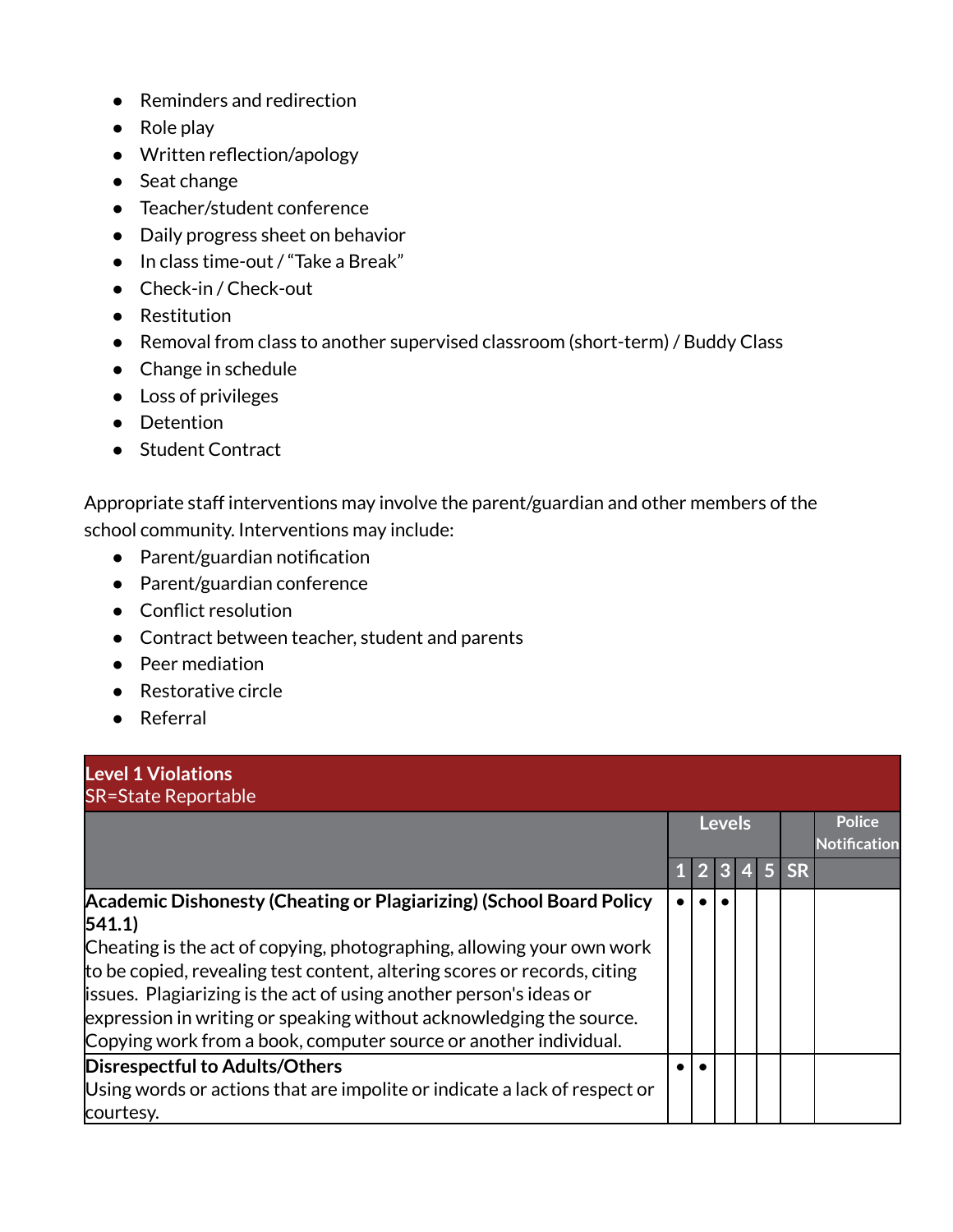- Reminders and redirection
- Role play
- Written reflection/apology
- Seat change
- Teacher/student conference
- Daily progress sheet on behavior
- In class time-out / "Take a Break"
- Check-in / Check-out
- Restitution
- Removal from class to another supervised classroom (short-term) / Buddy Class
- Change in schedule
- Loss of privileges
- Detention
- Student Contract

Appropriate staff interventions may involve the parent/guardian and other members of the school community. Interventions may include:

- Parent/guardian notification
- Parent/guardian conference
- Conflict resolution
- Contract between teacher, student and parents
- Peer mediation
- Restorative circle
- Referral

| **Level 1 Violations**<br>SR=State Reportable | | | | | | | |
|---|---|---|---|---|---|---|---|
| | **Levels** | | | | | | **Police Notification** |
| | **1** | **2** | **3** | **4** | **5** | **SR** | |
| **Academic Dishonesty (Cheating or Plagiarizing) (School Board Policy 541.1)**<br>Cheating is the act of copying, photographing, allowing your own work to be copied, revealing test content, altering scores or records, citing issues. Plagiarizing is the act of using another person's ideas or expression in writing or speaking without acknowledging the source. Copying work from a book, computer source or another individual. | • | • | • | | | | |
| **Disrespectful to Adults/Others**<br>Using words or actions that are impolite or indicate a lack of respect or courtesy. | • | • | | | | | |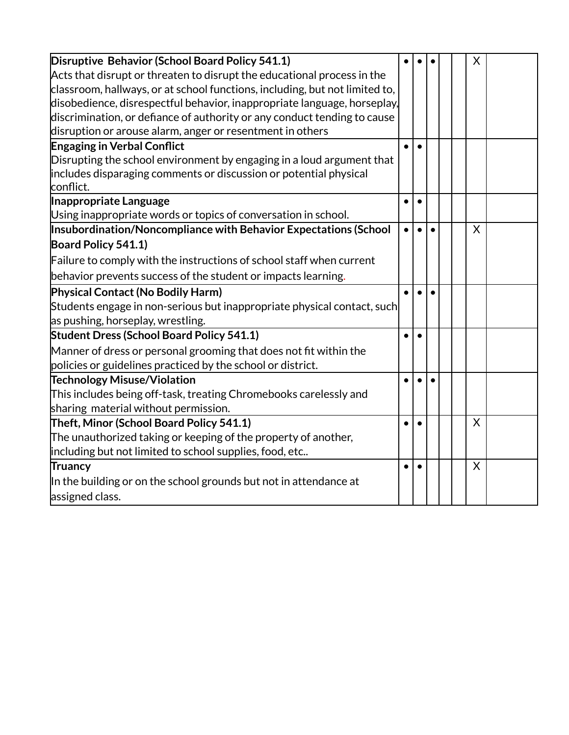| | | | | | | | |
|---|---|---|---|---|---|---|---|
| **Disruptive Behavior (School Board Policy 541.1)**<br>Acts that disrupt or threaten to disrupt the educational process in the classroom, hallways, or at school functions, including, but not limited to, disobedience, disrespectful behavior, inappropriate language, horseplay, discrimination, or defiance of authority or any conduct tending to cause disruption or arouse alarm, anger or resentment in others | • | • | • | | | X | |
| **Engaging in Verbal Conflict**<br>Disrupting the school environment by engaging in a loud argument that includes disparaging comments or discussion or potential physical conflict. | • | • | | | | | |
| **Inappropriate Language**<br>Using inappropriate words or topics of conversation in school. | • | • | | | | | |
| **Insubordination/Noncompliance with Behavior Expectations (School Board Policy 541.1)**<br>Failure to comply with the instructions of school staff when current behavior prevents success of the student or impacts learning. | • | • | • | | | X | |
| **Physical Contact (No Bodily Harm)**<br>Students engage in non-serious but inappropriate physical contact, such as pushing, horseplay, wrestling. | • | • | • | | | | |
| **Student Dress (School Board Policy 541.1)**<br>Manner of dress or personal grooming that does not fit within the policies or guidelines practiced by the school or district. | • | • | | | | | |
| **Technology Misuse/Violation**<br>This includes being off-task, treating Chromebooks carelessly and sharing material without permission. | • | • | • | | | | |
| **Theft, Minor (School Board Policy 541.1)**<br>The unauthorized taking or keeping of the property of another, including but not limited to school supplies, food, etc.. | • | • | | | | X | |
| **Truancy**<br>In the building or on the school grounds but not in attendance at assigned class. | • | • | | | | X | |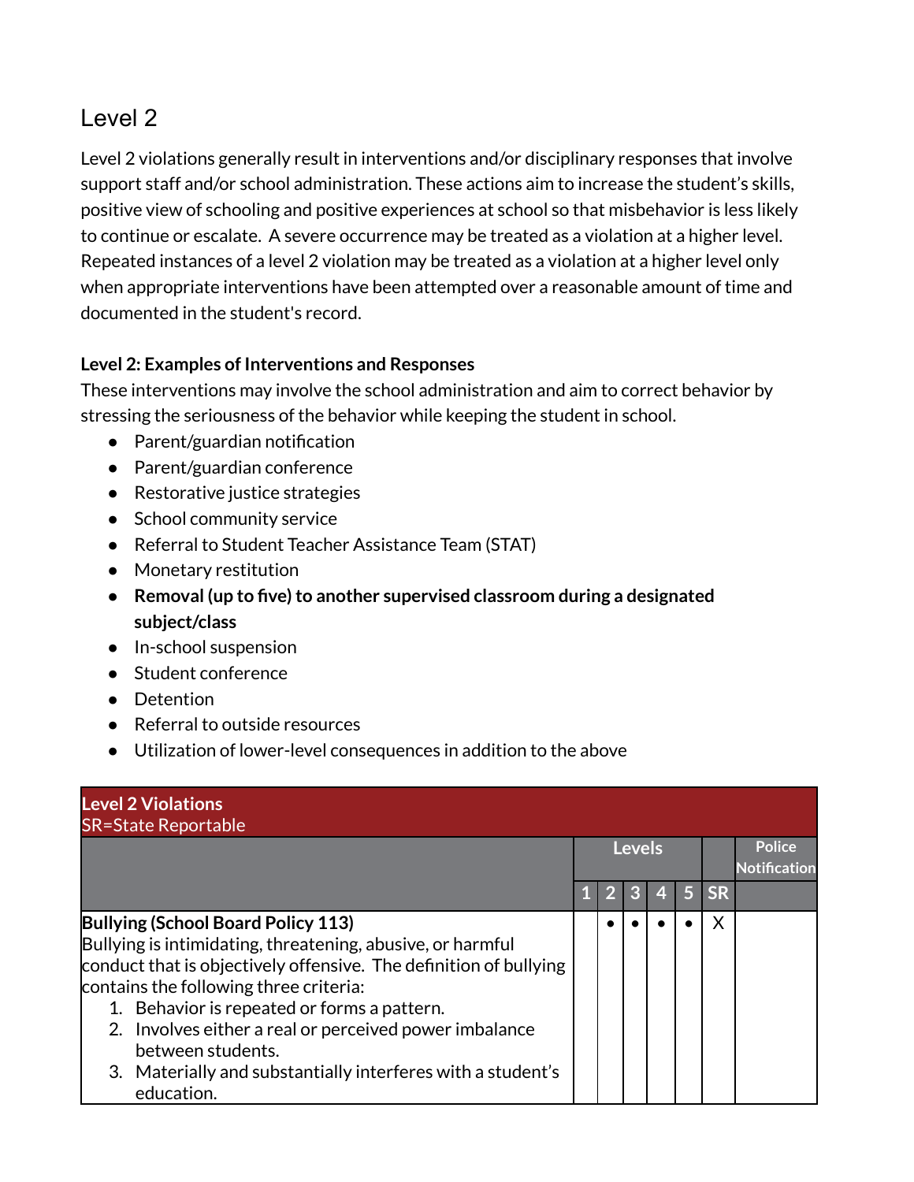## Level 2

Level 2 violations generally result in interventions and/or disciplinary responses that involve support staff and/or school administration. These actions aim to increase the student's skills, positive view of schooling and positive experiences at school so that misbehavior is less likely to continue or escalate. A severe occurrence may be treated as a violation at a higher level. Repeated instances of a level 2 violation may be treated as a violation at a higher level only when appropriate interventions have been attempted over a reasonable amount of time and documented in the student's record.

**Level 2: Examples of Interventions and Responses**

These interventions may involve the school administration and aim to correct behavior by stressing the seriousness of the behavior while keeping the student in school.

- Parent/guardian notification
- Parent/guardian conference
- Restorative justice strategies
- School community service
- Referral to Student Teacher Assistance Team (STAT)
- Monetary restitution
- **Removal (up to five) to another supervised classroom during a designated subject/class**
- In-school suspension
- Student conference
- Detention
- Referral to outside resources
- Utilization of lower-level consequences in addition to the above

| **Level 2 Violations**<br>SR=State Reportable | Levels | | | | | | Police Notification |
|---|---|---|---|---|---|---|---|
| | 1 | 2 | 3 | 4 | 5 | SR | |
| **Bullying (School Board Policy 113)**<br>Bullying is intimidating, threatening, abusive, or harmful conduct that is objectively offensive. The definition of bullying contains the following three criteria:<br>1. Behavior is repeated or forms a pattern.<br>2. Involves either a real or perceived power imbalance between students.<br>3. Materially and substantially interferes with a student's education. | | • | • | • | • | X | |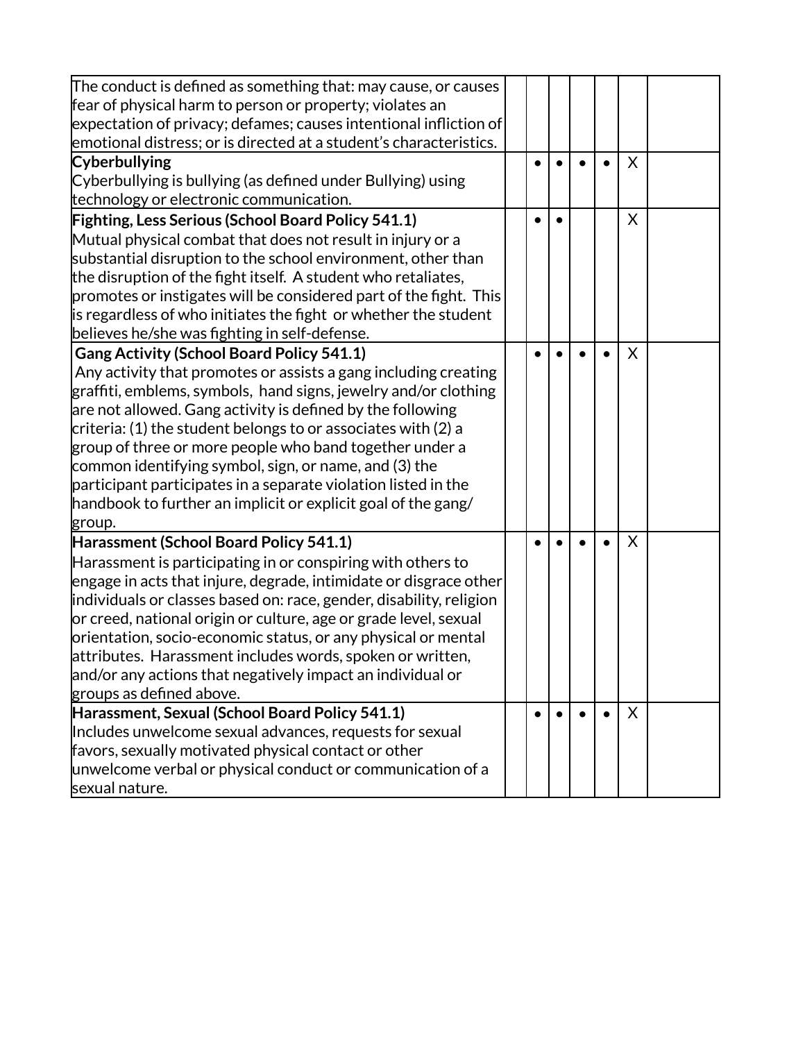| | | | | | | | |
|---|---|---|---|---|---|---|---|
| The conduct is defined as something that: may cause, or causes fear of physical harm to person or property; violates an expectation of privacy; defames; causes intentional infliction of emotional distress; or is directed at a student's characteristics. | | | | | | | |
| **Cyberbullying**<br>Cyberbullying is bullying (as defined under Bullying) using technology or electronic communication. | | • | • | • | • | X | |
| **Fighting, Less Serious (School Board Policy 541.1)**<br>Mutual physical combat that does not result in injury or a substantial disruption to the school environment, other than the disruption of the fight itself. A student who retaliates, promotes or instigates will be considered part of the fight. This is regardless of who initiates the fight or whether the student believes he/she was fighting in self-defense. | | • | • | | | X | |
| **Gang Activity (School Board Policy 541.1)**<br>Any activity that promotes or assists a gang including creating graffiti, emblems, symbols, hand signs, jewelry and/or clothing are not allowed. Gang activity is defined by the following criteria: (1) the student belongs to or associates with (2) a group of three or more people who band together under a common identifying symbol, sign, or name, and (3) the participant participates in a separate violation listed in the handbook to further an implicit or explicit goal of the gang/ group. | | • | • | • | • | X | |
| **Harassment (School Board Policy 541.1)**<br>Harassment is participating in or conspiring with others to engage in acts that injure, degrade, intimidate or disgrace other individuals or classes based on: race, gender, disability, religion or creed, national origin or culture, age or grade level, sexual orientation, socio-economic status, or any physical or mental attributes. Harassment includes words, spoken or written, and/or any actions that negatively impact an individual or groups as defined above. | | • | • | • | • | X | |
| **Harassment, Sexual (School Board Policy 541.1)**<br>Includes unwelcome sexual advances, requests for sexual favors, sexually motivated physical contact or other unwelcome verbal or physical conduct or communication of a sexual nature. | | • | • | • | • | X | |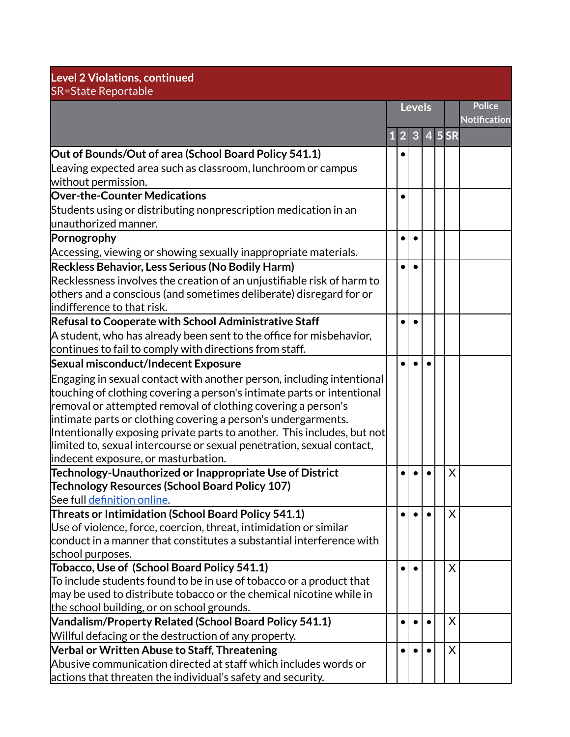| **Level 2 Violations, continued**<br>SR=State Reportable | Levels | | | | | | Police Notification |
|---|---|---|---|---|---|---|---|
| | 1 | 2 | 3 | 4 | 5 | SR | |
| **Out of Bounds/Out of area (School Board Policy 541.1)**<br>Leaving expected area such as classroom, lunchroom or campus without permission. | | • | | | | | |
| **Over-the-Counter Medications**<br>Students using or distributing nonprescription medication in an unauthorized manner. | | • | | | | | |
| **Pornography**<br>Accessing, viewing or showing sexually inappropriate materials. | | • | • | | | | |
| **Reckless Behavior, Less Serious (No Bodily Harm)**<br>Recklessness involves the creation of an unjustifiable risk of harm to others and a conscious (and sometimes deliberate) disregard for or indifference to that risk. | | • | • | | | | |
| **Refusal to Cooperate with School Administrative Staff**<br>A student, who has already been sent to the office for misbehavior, continues to fail to comply with directions from staff. | | • | • | | | | |
| **Sexual misconduct/Indecent Exposure**<br>Engaging in sexual contact with another person, including intentional touching of clothing covering a person's intimate parts or intentional removal or attempted removal of clothing covering a person's intimate parts or clothing covering a person's undergarments. Intentionally exposing private parts to another. This includes, but not limited to, sexual intercourse or sexual penetration, sexual contact, indecent exposure, or masturbation. | | • | • | • | | | |
| **Technology-Unauthorized or Inappropriate Use of District Technology Resources (School Board Policy 107)**<br>See full definition online. | | • | • | • | | X | |
| **Threats or Intimidation (School Board Policy 541.1)**<br>Use of violence, force, coercion, threat, intimidation or similar conduct in a manner that constitutes a substantial interference with school purposes. | | • | • | • | | X | |
| **Tobacco, Use of (School Board Policy 541.1)**<br>To include students found to be in use of tobacco or a product that may be used to distribute tobacco or the chemical nicotine while in the school building, or on school grounds. | | • | • | | | X | |
| **Vandalism/Property Related (School Board Policy 541.1)**<br>Willful defacing or the destruction of any property. | | • | • | • | | X | |
| **Verbal or Written Abuse to Staff, Threatening**<br>Abusive communication directed at staff which includes words or actions that threaten the individual's safety and security. | | • | • | • | | X | |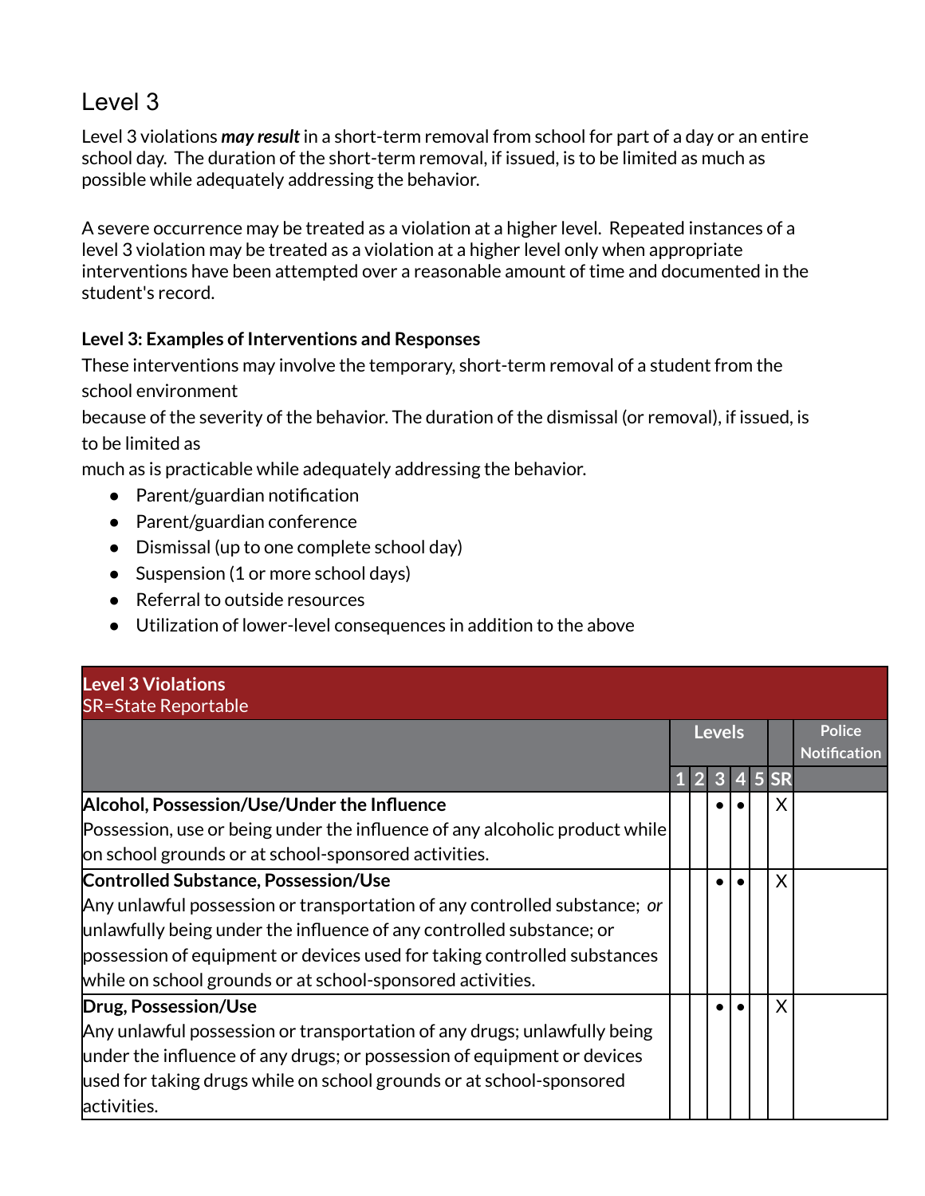# Level 3

Level 3 violations ***may result*** in a short-term removal from school for part of a day or an entire school day. The duration of the short-term removal, if issued, is to be limited as much as possible while adequately addressing the behavior.

A severe occurrence may be treated as a violation at a higher level. Repeated instances of a level 3 violation may be treated as a violation at a higher level only when appropriate interventions have been attempted over a reasonable amount of time and documented in the student's record.

**Level 3: Examples of Interventions and Responses**

These interventions may involve the temporary, short-term removal of a student from the school environment because of the severity of the behavior. The duration of the dismissal (or removal), if issued, is to be limited as much as is practicable while adequately addressing the behavior.

- Parent/guardian notification
- Parent/guardian conference
- Dismissal (up to one complete school day)
- Suspension (1 or more school days)
- Referral to outside resources
- Utilization of lower-level consequences in addition to the above

| **Level 3 Violations**<br>SR=State Reportable | Levels | | | | | | Police Notification |
|---|---|---|---|---|---|---|---|
| | 1 | 2 | 3 | 4 | 5 | SR | |
| **Alcohol, Possession/Use/Under the Influence**<br>Possession, use or being under the influence of any alcoholic product while on school grounds or at school-sponsored activities. | | | • | • | | X | |
| **Controlled Substance, Possession/Use**<br>Any unlawful possession or transportation of any controlled substance; *or* unlawfully being under the influence of any controlled substance; or possession of equipment or devices used for taking controlled substances while on school grounds or at school-sponsored activities. | | | • | • | | X | |
| **Drug, Possession/Use**<br>Any unlawful possession or transportation of any drugs; unlawfully being under the influence of any drugs; or possession of equipment or devices used for taking drugs while on school grounds or at school-sponsored activities. | | | • | • | | X | |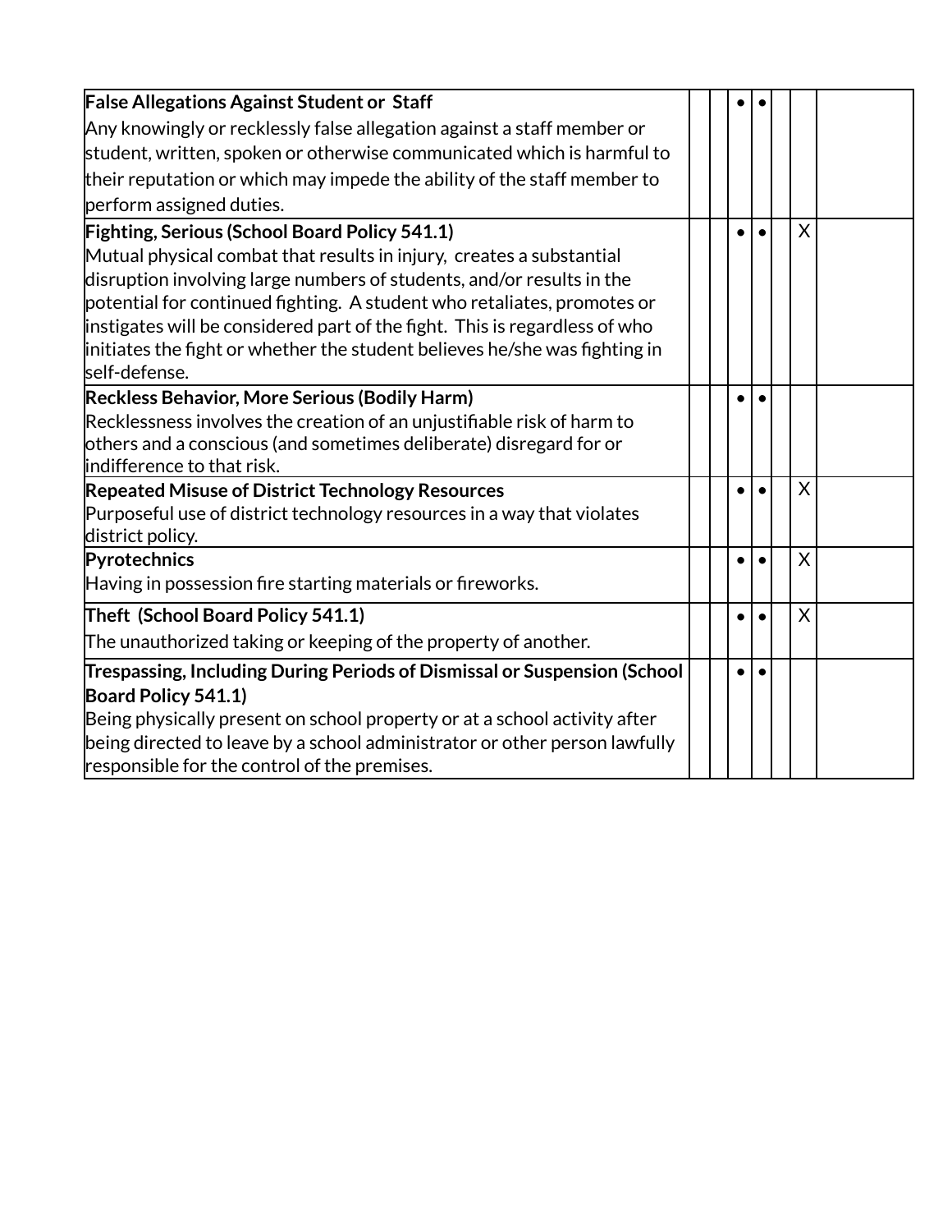| | | | | | | | |
|---|---|---|---|---|---|---|---|
| **False Allegations Against Student or Staff**<br>Any knowingly or recklessly false allegation against a staff member or student, written, spoken or otherwise communicated which is harmful to their reputation or which may impede the ability of the staff member to perform assigned duties. | | | • | • | | | |
| **Fighting, Serious (School Board Policy 541.1)**<br>Mutual physical combat that results in injury, creates a substantial disruption involving large numbers of students, and/or results in the potential for continued fighting. A student who retaliates, promotes or instigates will be considered part of the fight. This is regardless of who initiates the fight or whether the student believes he/she was fighting in self-defense. | | | • | • | | X | |
| **Reckless Behavior, More Serious (Bodily Harm)**<br>Recklessness involves the creation of an unjustifiable risk of harm to others and a conscious (and sometimes deliberate) disregard for or indifference to that risk. | | | • | • | | | |
| **Repeated Misuse of District Technology Resources**<br>Purposeful use of district technology resources in a way that violates district policy. | | | • | • | | X | |
| **Pyrotechnics**<br>Having in possession fire starting materials or fireworks. | | | • | • | | X | |
| **Theft (School Board Policy 541.1)**<br>The unauthorized taking or keeping of the property of another. | | | • | • | | X | |
| **Trespassing, Including During Periods of Dismissal or Suspension (School Board Policy 541.1)**<br>Being physically present on school property or at a school activity after being directed to leave by a school administrator or other person lawfully responsible for the control of the premises. | | | • | • | | | |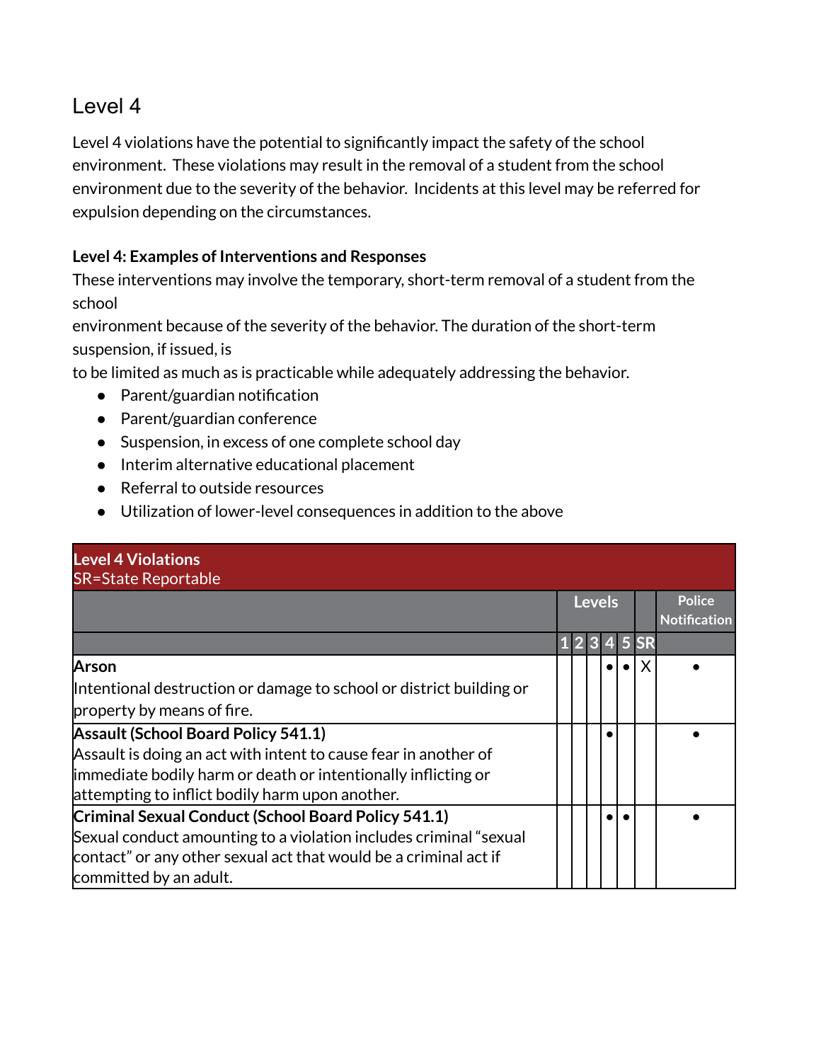## Level 4

Level 4 violations have the potential to significantly impact the safety of the school environment. These violations may result in the removal of a student from the school environment due to the severity of the behavior. Incidents at this level may be referred for expulsion depending on the circumstances.

**Level 4: Examples of Interventions and Responses**

These interventions may involve the temporary, short-term removal of a student from the school environment because of the severity of the behavior. The duration of the short-term suspension, if issued, is to be limited as much as is practicable while adequately addressing the behavior.

- Parent/guardian notification
- Parent/guardian conference
- Suspension, in excess of one complete school day
- Interim alternative educational placement
- Referral to outside resources
- Utilization of lower-level consequences in addition to the above

| Level 4 Violations<br>SR=State Reportable | Levels | | | | | | Police Notification |
|---|---|---|---|---|---|---|---|
| | 1 | 2 | 3 | 4 | 5 | SR | |
| **Arson**<br>Intentional destruction or damage to school or district building or property by means of fire. | | | | • | • | X | • |
| **Assault (School Board Policy 541.1)**<br>Assault is doing an act with intent to cause fear in another of immediate bodily harm or death or intentionally inflicting or attempting to inflict bodily harm upon another. | | | | • | | | • |
| **Criminal Sexual Conduct (School Board Policy 541.1)**<br>Sexual conduct amounting to a violation includes criminal "sexual contact" or any other sexual act that would be a criminal act if committed by an adult. | | | | • | • | | • |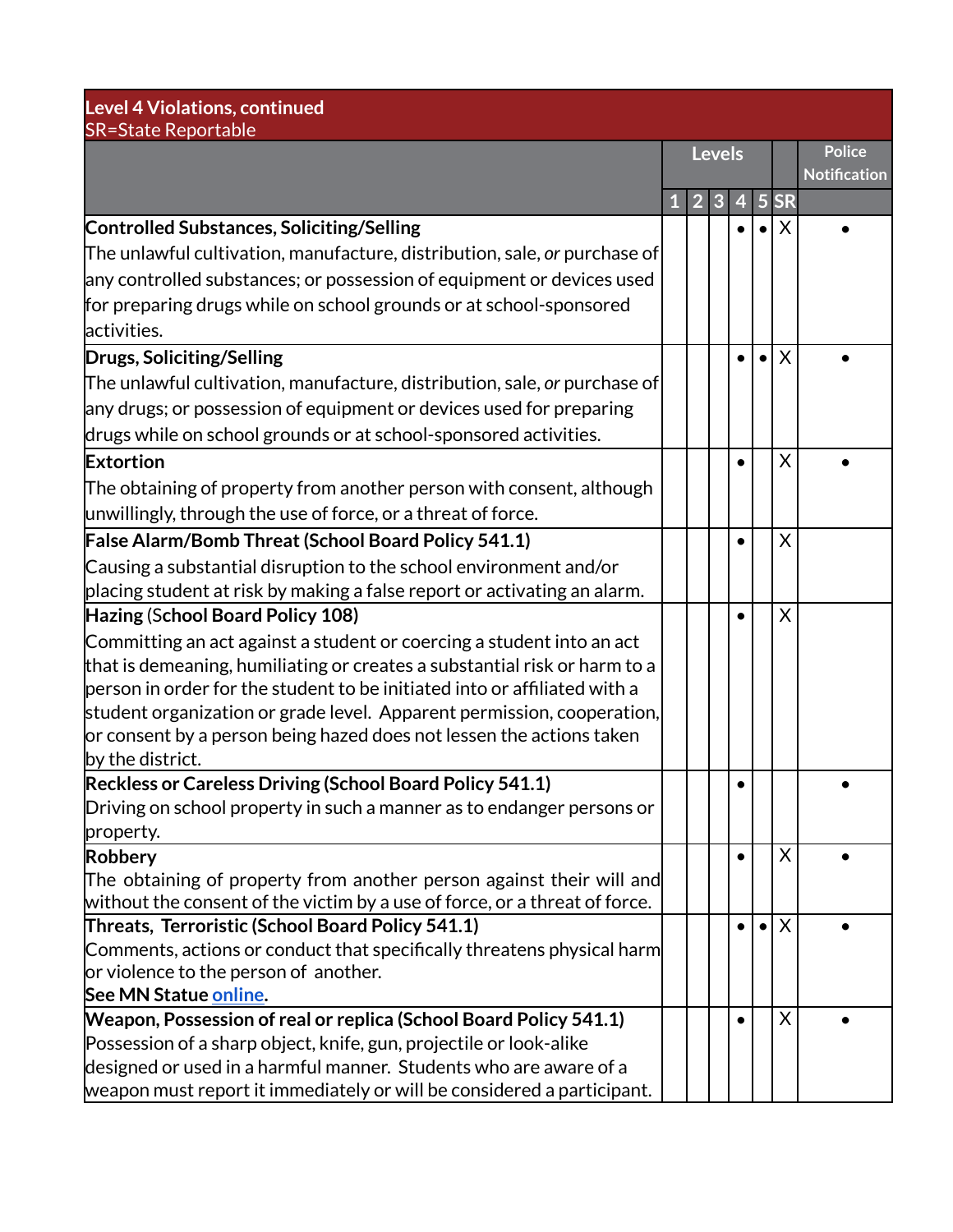| **Level 4 Violations, continued**<br>SR=State Reportable | | | | | | | |
|---|---|---|---|---|---|---|---|
| | Levels | | | | | | Police Notification |
| | 1 | 2 | 3 | 4 | 5 | SR | |
| **Controlled Substances, Soliciting/Selling**<br>The unlawful cultivation, manufacture, distribution, sale, *or* purchase of any controlled substances; or possession of equipment or devices used for preparing drugs while on school grounds or at school-sponsored activities. | | | | • | • | X | • |
| **Drugs, Soliciting/Selling**<br>The unlawful cultivation, manufacture, distribution, sale, *or* purchase of any drugs; or possession of equipment or devices used for preparing drugs while on school grounds or at school-sponsored activities. | | | | • | • | X | • |
| **Extortion**<br>The obtaining of property from another person with consent, although unwillingly, through the use of force, or a threat of force. | | | | • | | X | • |
| **False Alarm/Bomb Threat (School Board Policy 541.1)**<br>Causing a substantial disruption to the school environment and/or placing student at risk by making a false report or activating an alarm. | | | | • | | X | |
| **Hazing** (**School Board Policy 108)**<br>Committing an act against a student or coercing a student into an act that is demeaning, humiliating or creates a substantial risk or harm to a person in order for the student to be initiated into or affiliated with a student organization or grade level. Apparent permission, cooperation, or consent by a person being hazed does not lessen the actions taken by the district. | | | | • | | X | |
| **Reckless or Careless Driving (School Board Policy 541.1)**<br>Driving on school property in such a manner as to endanger persons or property. | | | | • | | | • |
| **Robbery**<br>The obtaining of property from another person against their will and without the consent of the victim by a use of force, or a threat of force. | | | | • | | X | • |
| **Threats, Terroristic (School Board Policy 541.1)**<br>Comments, actions or conduct that specifically threatens physical harm or violence to the person of another.<br>**See MN Statue online.** | | | | • | • | X | • |
| **Weapon, Possession of real or replica (School Board Policy 541.1)**<br>Possession of a sharp object, knife, gun, projectile or look-alike designed or used in a harmful manner. Students who are aware of a weapon must report it immediately or will be considered a participant. | | | | • | | X | • |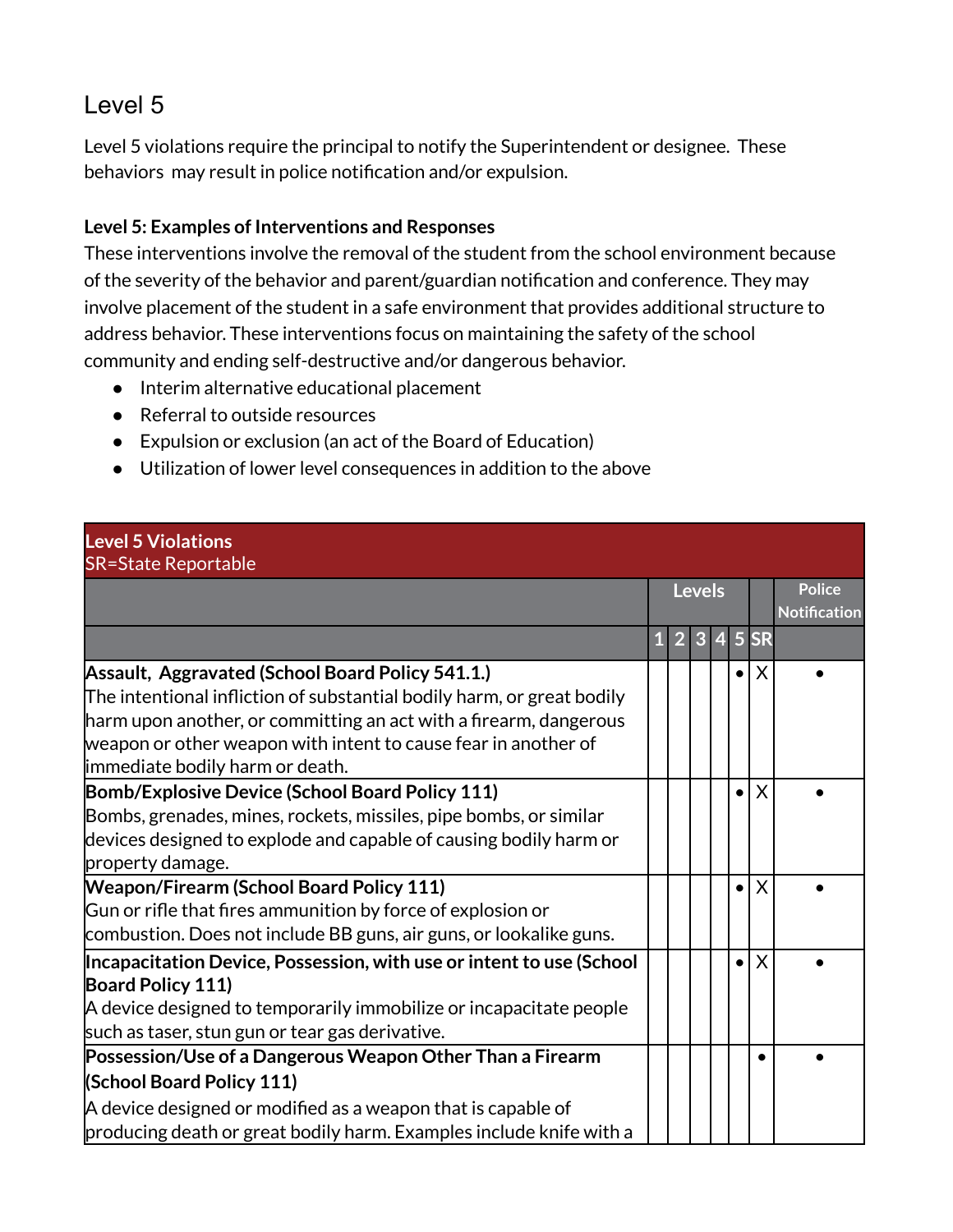# Level 5

Level 5 violations require the principal to notify the Superintendent or designee. These behaviors may result in police notification and/or expulsion.

**Level 5: Examples of Interventions and Responses**
These interventions involve the removal of the student from the school environment because of the severity of the behavior and parent/guardian notification and conference. They may involve placement of the student in a safe environment that provides additional structure to address behavior. These interventions focus on maintaining the safety of the school community and ending self-destructive and/or dangerous behavior.

- Interim alternative educational placement
- Referral to outside resources
- Expulsion or exclusion (an act of the Board of Education)
- Utilization of lower level consequences in addition to the above

| **Level 5 Violations**<br>SR=State Reportable | | | | | | | |
|---|---|---|---|---|---|---|---|
| | Levels | | | | | | Police Notification |
| | 1 | 2 | 3 | 4 | 5 | SR | |
| **Assault, Aggravated (School Board Policy 541.1.)**<br>The intentional infliction of substantial bodily harm, or great bodily harm upon another, or committing an act with a firearm, dangerous weapon or other weapon with intent to cause fear in another of immediate bodily harm or death. | | | | | • | X | • |
| **Bomb/Explosive Device (School Board Policy 111)**<br>Bombs, grenades, mines, rockets, missiles, pipe bombs, or similar devices designed to explode and capable of causing bodily harm or property damage. | | | | | • | X | • |
| **Weapon/Firearm (School Board Policy 111)**<br>Gun or rifle that fires ammunition by force of explosion or combustion. Does not include BB guns, air guns, or lookalike guns. | | | | | • | X | • |
| **Incapacitation Device, Possession, with use or intent to use (School Board Policy 111)**<br>A device designed to temporarily immobilize or incapacitate people such as taser, stun gun or tear gas derivative. | | | | | • | X | • |
| **Possession/Use of a Dangerous Weapon Other Than a Firearm (School Board Policy 111)**<br>A device designed or modified as a weapon that is capable of producing death or great bodily harm. Examples include knife with a | | | | | | • | • |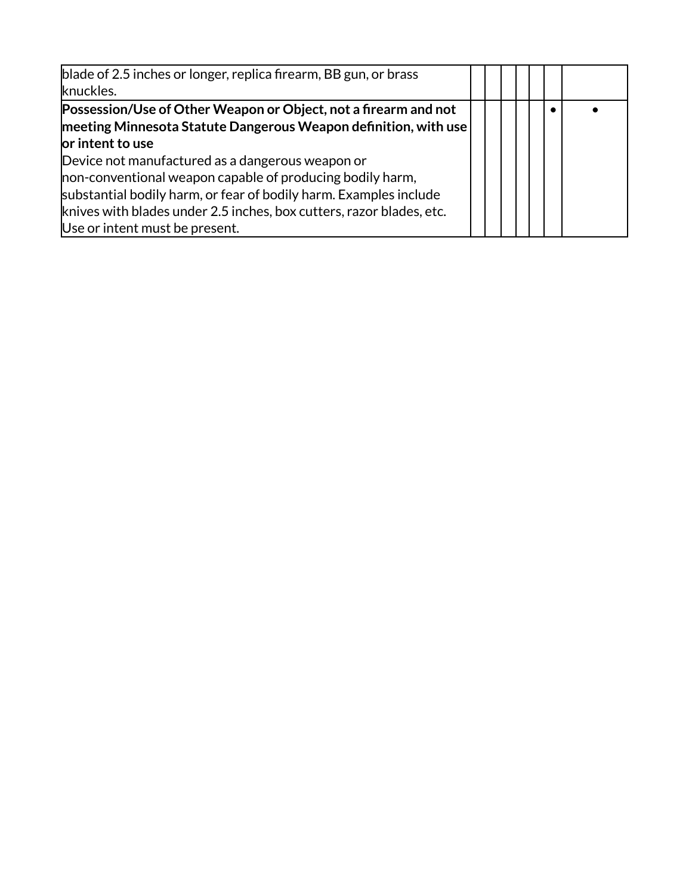| | | | | | | | |
|---|---|---|---|---|---|---|---|
| blade of 2.5 inches or longer, replica firearm, BB gun, or brass knuckles. | | | | | | | |
| **Possession/Use of Other Weapon or Object, not a firearm and not meeting Minnesota Statute Dangerous Weapon definition, with use or intent to use** Device not manufactured as a dangerous weapon or non-conventional weapon capable of producing bodily harm, substantial bodily harm, or fear of bodily harm. Examples include knives with blades under 2.5 inches, box cutters, razor blades, etc. Use or intent must be present. | | | | | | • | • |